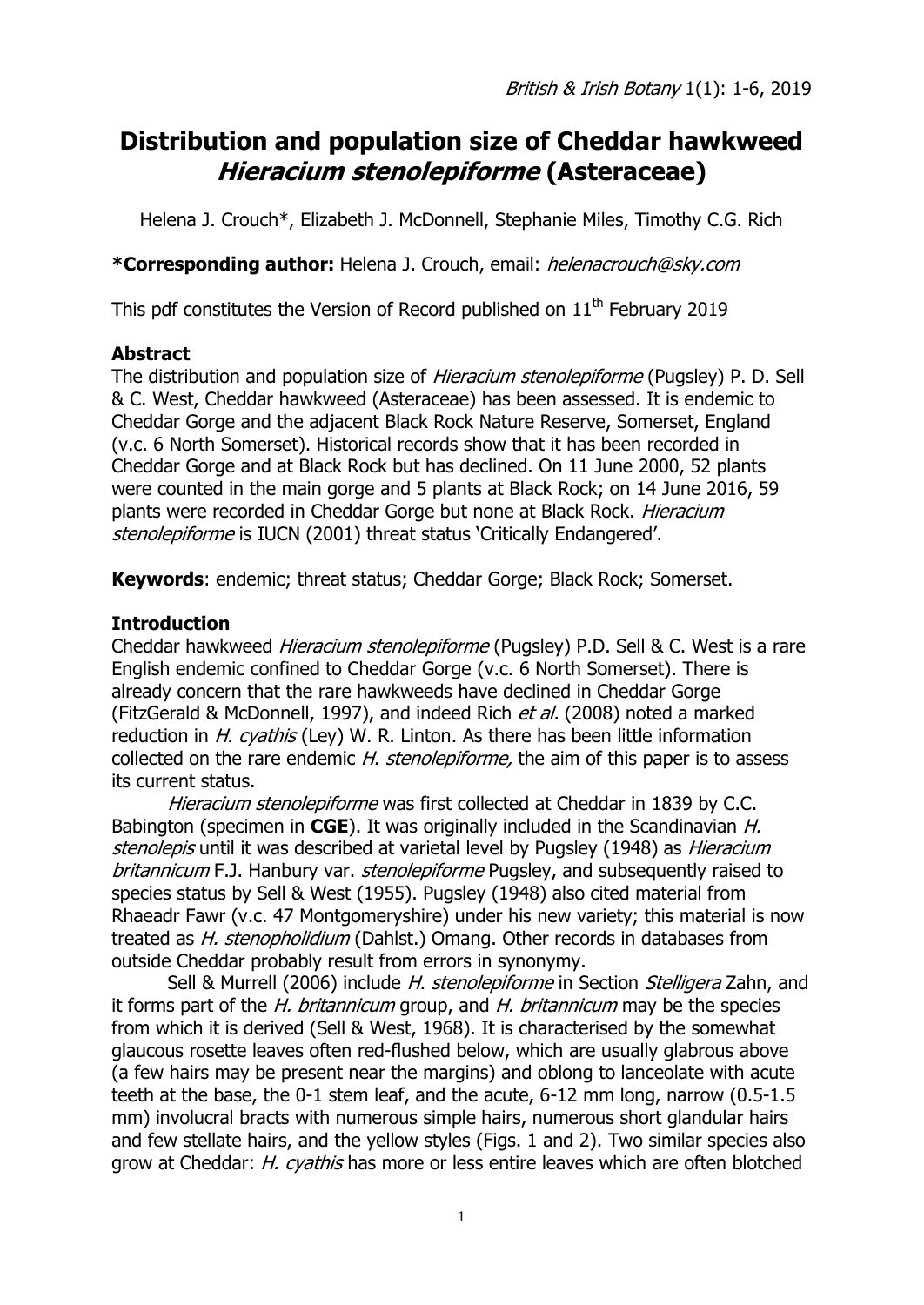# Distribution and population size of Cheddar hawkweed *Hieracium stenolepiforme* (Asteraceae)

Helena J. Crouch*, Elizabeth J. McDonnell, Stephanie Miles, Timothy C.G. Rich

**\*Corresponding author:** Helena J. Crouch, email: *helenacrouch@sky.com*

This pdf constitutes the Version of Record published on 11th February 2019

## Abstract

The distribution and population size of *Hieracium stenolepiforme* (Pugsley) P. D. Sell & C. West, Cheddar hawkweed (Asteraceae) has been assessed. It is endemic to Cheddar Gorge and the adjacent Black Rock Nature Reserve, Somerset, England (v.c. 6 North Somerset). Historical records show that it has been recorded in Cheddar Gorge and at Black Rock but has declined. On 11 June 2000, 52 plants were counted in the main gorge and 5 plants at Black Rock; on 14 June 2016, 59 plants were recorded in Cheddar Gorge but none at Black Rock. *Hieracium stenolepiforme* is IUCN (2001) threat status 'Critically Endangered'.

**Keywords**: endemic; threat status; Cheddar Gorge; Black Rock; Somerset.

## Introduction

Cheddar hawkweed *Hieracium stenolepiforme* (Pugsley) P.D. Sell & C. West is a rare English endemic confined to Cheddar Gorge (v.c. 6 North Somerset). There is already concern that the rare hawkweeds have declined in Cheddar Gorge (FitzGerald & McDonnell, 1997), and indeed Rich *et al.* (2008) noted a marked reduction in *H. cyathis* (Ley) W. R. Linton. As there has been little information collected on the rare endemic *H. stenolepiforme,* the aim of this paper is to assess its current status.

*Hieracium stenolepiforme* was first collected at Cheddar in 1839 by C.C. Babington (specimen in **CGE**). It was originally included in the Scandinavian *H. stenolepis* until it was described at varietal level by Pugsley (1948) as *Hieracium britannicum* F.J. Hanbury var. *stenolepiforme* Pugsley, and subsequently raised to species status by Sell & West (1955). Pugsley (1948) also cited material from Rhaeadr Fawr (v.c. 47 Montgomeryshire) under his new variety; this material is now treated as *H. stenopholidium* (Dahlst.) Omang. Other records in databases from outside Cheddar probably result from errors in synonymy.

Sell & Murrell (2006) include *H. stenolepiforme* in Section *Stelligera* Zahn, and it forms part of the *H. britannicum* group, and *H. britannicum* may be the species from which it is derived (Sell & West, 1968). It is characterised by the somewhat glaucous rosette leaves often red-flushed below, which are usually glabrous above (a few hairs may be present near the margins) and oblong to lanceolate with acute teeth at the base, the 0-1 stem leaf, and the acute, 6-12 mm long, narrow (0.5-1.5 mm) involucral bracts with numerous simple hairs, numerous short glandular hairs and few stellate hairs, and the yellow styles (Figs. 1 and 2). Two similar species also grow at Cheddar: *H. cyathis* has more or less entire leaves which are often blotched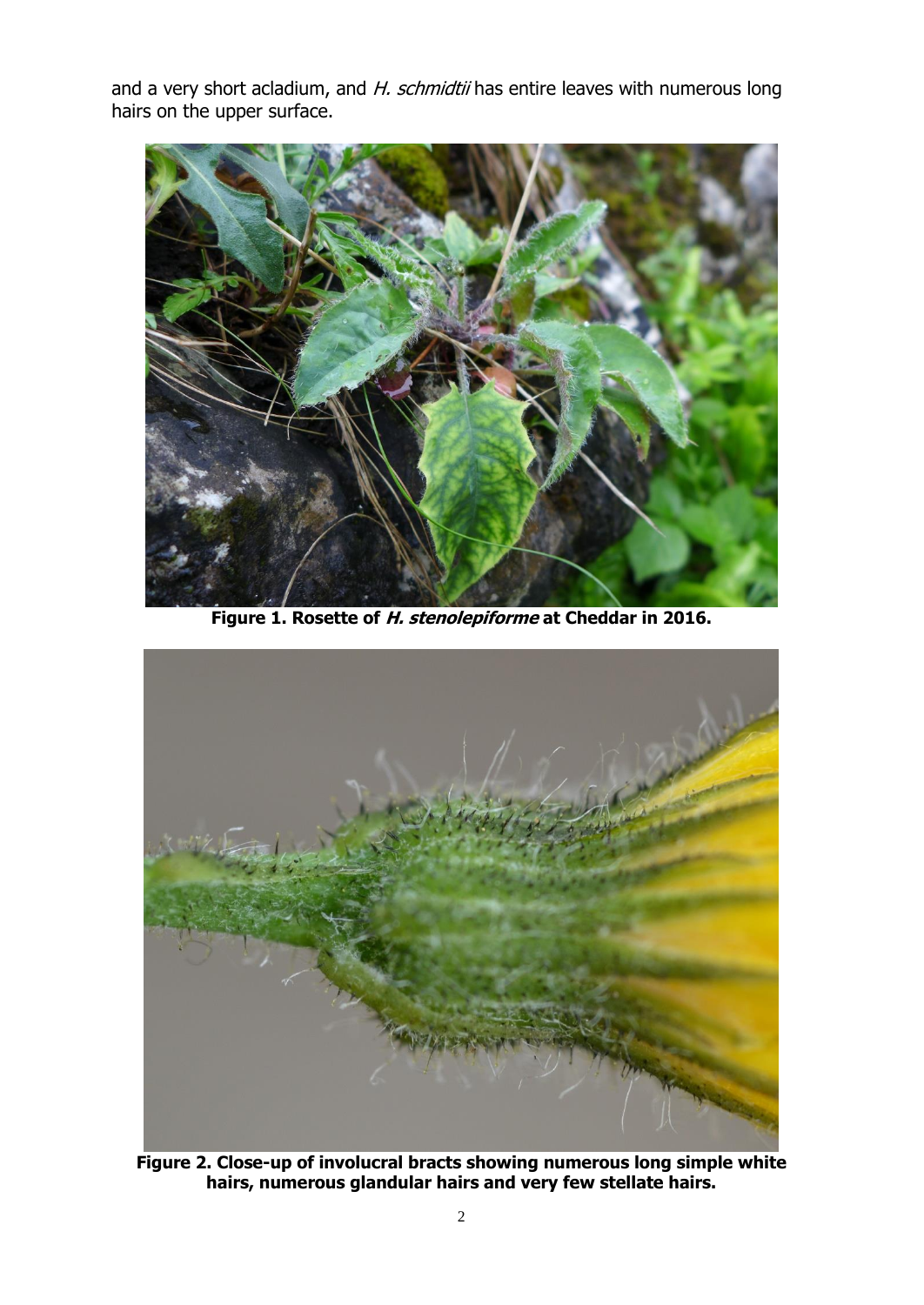and a very short acladium, and *H. schmidtii* has entire leaves with numerous long hairs on the upper surface.

**Figure 1. Rosette of *H. stenolepiforme* at Cheddar in 2016.**

**Figure 2. Close-up of involucral bracts showing numerous long simple white hairs, numerous glandular hairs and very few stellate hairs.**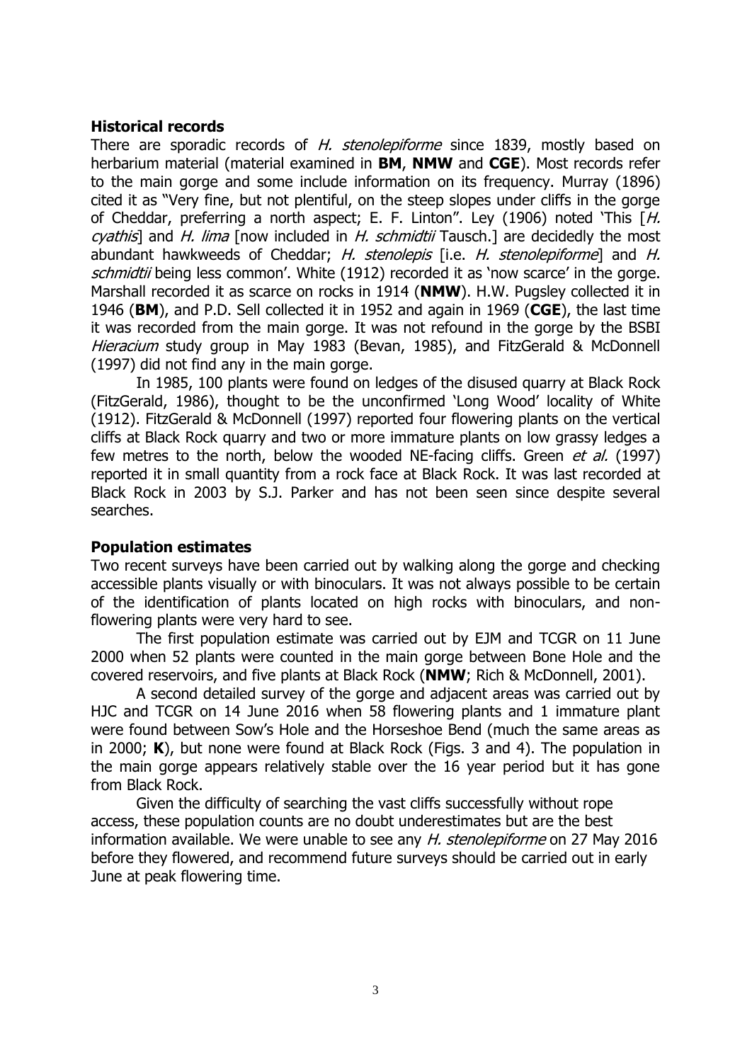**Historical records**

There are sporadic records of *H. stenolepiforme* since 1839, mostly based on herbarium material (material examined in **BM**, **NMW** and **CGE**). Most records refer to the main gorge and some include information on its frequency. Murray (1896) cited it as "Very fine, but not plentiful, on the steep slopes under cliffs in the gorge of Cheddar, preferring a north aspect; E. F. Linton". Ley (1906) noted 'This [*H. cyathis*] and *H. lima* [now included in *H. schmidtii* Tausch.] are decidedly the most abundant hawkweeds of Cheddar; *H. stenolepis* [i.e. *H. stenolepiforme*] and *H. schmidtii* being less common'. White (1912) recorded it as 'now scarce' in the gorge. Marshall recorded it as scarce on rocks in 1914 (**NMW**). H.W. Pugsley collected it in 1946 (**BM**), and P.D. Sell collected it in 1952 and again in 1969 (**CGE**), the last time it was recorded from the main gorge. It was not refound in the gorge by the BSBI *Hieracium* study group in May 1983 (Bevan, 1985), and FitzGerald & McDonnell (1997) did not find any in the main gorge.

In 1985, 100 plants were found on ledges of the disused quarry at Black Rock (FitzGerald, 1986), thought to be the unconfirmed 'Long Wood' locality of White (1912). FitzGerald & McDonnell (1997) reported four flowering plants on the vertical cliffs at Black Rock quarry and two or more immature plants on low grassy ledges a few metres to the north, below the wooded NE-facing cliffs. Green *et al.* (1997) reported it in small quantity from a rock face at Black Rock. It was last recorded at Black Rock in 2003 by S.J. Parker and has not been seen since despite several searches.

**Population estimates**

Two recent surveys have been carried out by walking along the gorge and checking accessible plants visually or with binoculars. It was not always possible to be certain of the identification of plants located on high rocks with binoculars, and non-flowering plants were very hard to see.

The first population estimate was carried out by EJM and TCGR on 11 June 2000 when 52 plants were counted in the main gorge between Bone Hole and the covered reservoirs, and five plants at Black Rock (**NMW**; Rich & McDonnell, 2001).

A second detailed survey of the gorge and adjacent areas was carried out by HJC and TCGR on 14 June 2016 when 58 flowering plants and 1 immature plant were found between Sow's Hole and the Horseshoe Bend (much the same areas as in 2000; **K**), but none were found at Black Rock (Figs. 3 and 4). The population in the main gorge appears relatively stable over the 16 year period but it has gone from Black Rock.

Given the difficulty of searching the vast cliffs successfully without rope access, these population counts are no doubt underestimates but are the best information available. We were unable to see any *H. stenolepiforme* on 27 May 2016 before they flowered, and recommend future surveys should be carried out in early June at peak flowering time.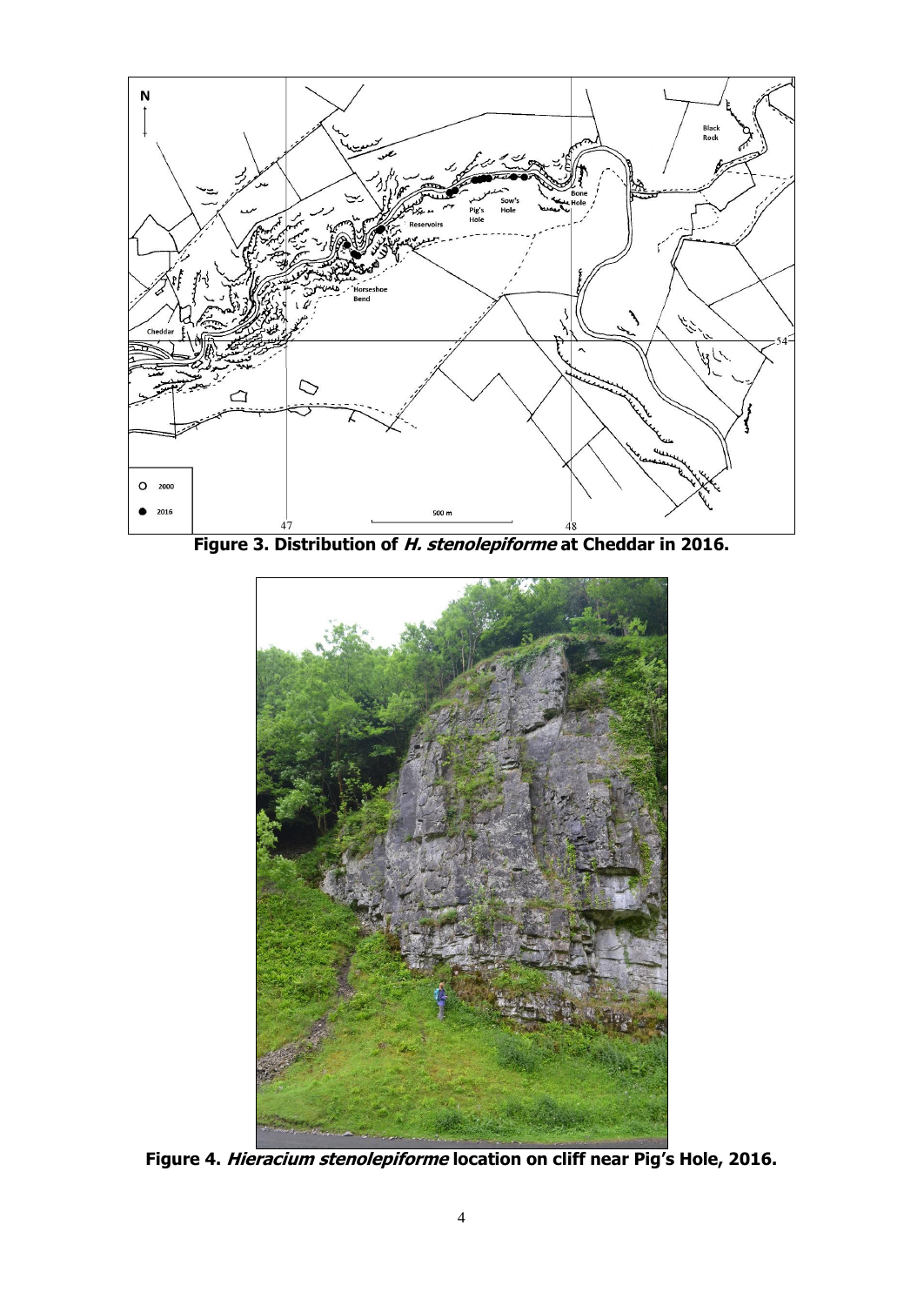**Figure 3. Distribution of *H. stenolepiforme* at Cheddar in 2016.**

**Figure 4. *Hieracium stenolepiforme* location on cliff near Pig's Hole, 2016.**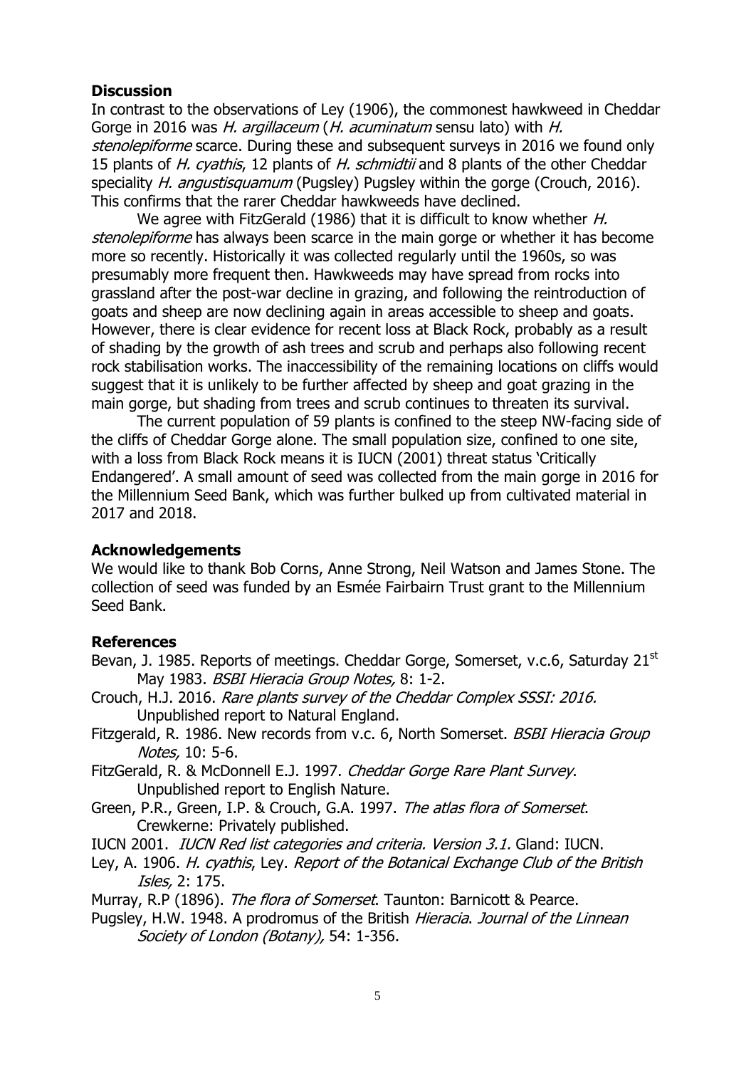## Discussion

In contrast to the observations of Ley (1906), the commonest hawkweed in Cheddar Gorge in 2016 was *H. argillaceum* (*H. acuminatum* sensu lato) with *H. stenolepiforme* scarce. During these and subsequent surveys in 2016 we found only 15 plants of *H. cyathis*, 12 plants of *H. schmidtii* and 8 plants of the other Cheddar speciality *H. angustisquamum* (Pugsley) Pugsley within the gorge (Crouch, 2016). This confirms that the rarer Cheddar hawkweeds have declined.

We agree with FitzGerald (1986) that it is difficult to know whether *H. stenolepiforme* has always been scarce in the main gorge or whether it has become more so recently. Historically it was collected regularly until the 1960s, so was presumably more frequent then. Hawkweeds may have spread from rocks into grassland after the post-war decline in grazing, and following the reintroduction of goats and sheep are now declining again in areas accessible to sheep and goats. However, there is clear evidence for recent loss at Black Rock, probably as a result of shading by the growth of ash trees and scrub and perhaps also following recent rock stabilisation works. The inaccessibility of the remaining locations on cliffs would suggest that it is unlikely to be further affected by sheep and goat grazing in the main gorge, but shading from trees and scrub continues to threaten its survival.

The current population of 59 plants is confined to the steep NW-facing side of the cliffs of Cheddar Gorge alone. The small population size, confined to one site, with a loss from Black Rock means it is IUCN (2001) threat status 'Critically Endangered'. A small amount of seed was collected from the main gorge in 2016 for the Millennium Seed Bank, which was further bulked up from cultivated material in 2017 and 2018.

## Acknowledgements

We would like to thank Bob Corns, Anne Strong, Neil Watson and James Stone. The collection of seed was funded by an Esmée Fairbairn Trust grant to the Millennium Seed Bank.

## References

Bevan, J. 1985. Reports of meetings. Cheddar Gorge, Somerset, v.c.6, Saturday 21st May 1983. *BSBI Hieracia Group Notes,* 8: 1-2.

Crouch, H.J. 2016. *Rare plants survey of the Cheddar Complex SSSI: 2016.* Unpublished report to Natural England.

Fitzgerald, R. 1986. New records from v.c. 6, North Somerset. *BSBI Hieracia Group Notes,* 10: 5-6.

FitzGerald, R. & McDonnell E.J. 1997. *Cheddar Gorge Rare Plant Survey*. Unpublished report to English Nature.

Green, P.R., Green, I.P. & Crouch, G.A. 1997. *The atlas flora of Somerset*. Crewkerne: Privately published.

IUCN 2001. *IUCN Red list categories and criteria. Version 3.1.* Gland: IUCN.

Ley, A. 1906. *H. cyathis*, Ley. *Report of the Botanical Exchange Club of the British Isles,* 2: 175.

Murray, R.P (1896). *The flora of Somerset*. Taunton: Barnicott & Pearce.

Pugsley, H.W. 1948. A prodromus of the British *Hieracia*. *Journal of the Linnean Society of London (Botany),* 54: 1-356.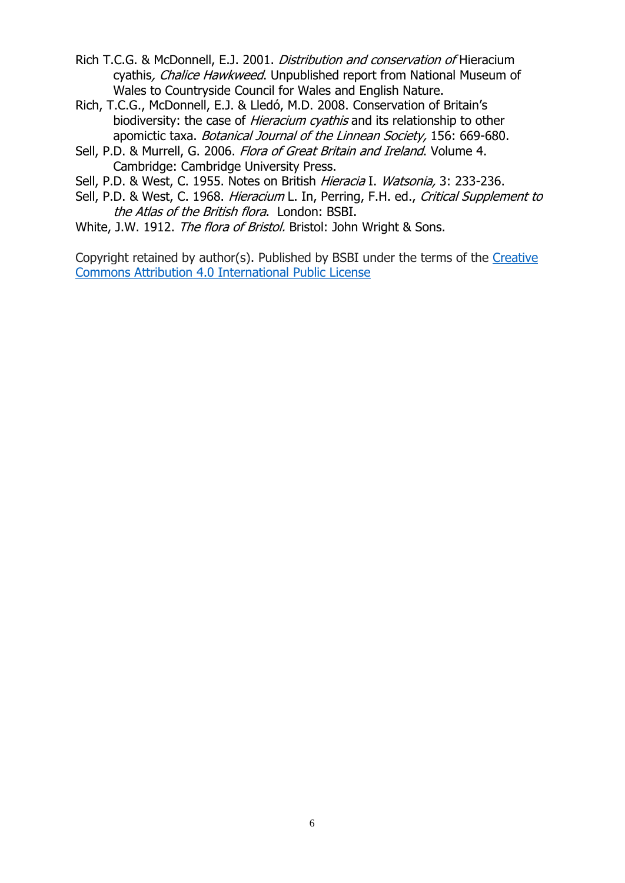Rich T.C.G. & McDonnell, E.J. 2001. *Distribution and conservation of* Hieracium cyathis*, Chalice Hawkweed*. Unpublished report from National Museum of Wales to Countryside Council for Wales and English Nature.

Rich, T.C.G., McDonnell, E.J. & Lledó, M.D. 2008. Conservation of Britain's biodiversity: the case of *Hieracium cyathis* and its relationship to other apomictic taxa. *Botanical Journal of the Linnean Society,* 156: 669-680.

Sell, P.D. & Murrell, G. 2006. *Flora of Great Britain and Ireland*. Volume 4. Cambridge: Cambridge University Press.

Sell, P.D. & West, C. 1955. Notes on British *Hieracia* I. *Watsonia,* 3: 233-236.

Sell, P.D. & West, C. 1968. *Hieracium* L. In, Perring, F.H. ed., *Critical Supplement to the Atlas of the British flora*. London: BSBI.

White, J.W. 1912. *The flora of Bristol.* Bristol: John Wright & Sons.

Copyright retained by author(s). Published by BSBI under the terms of the [Creative Commons Attribution 4.0 International Public License]